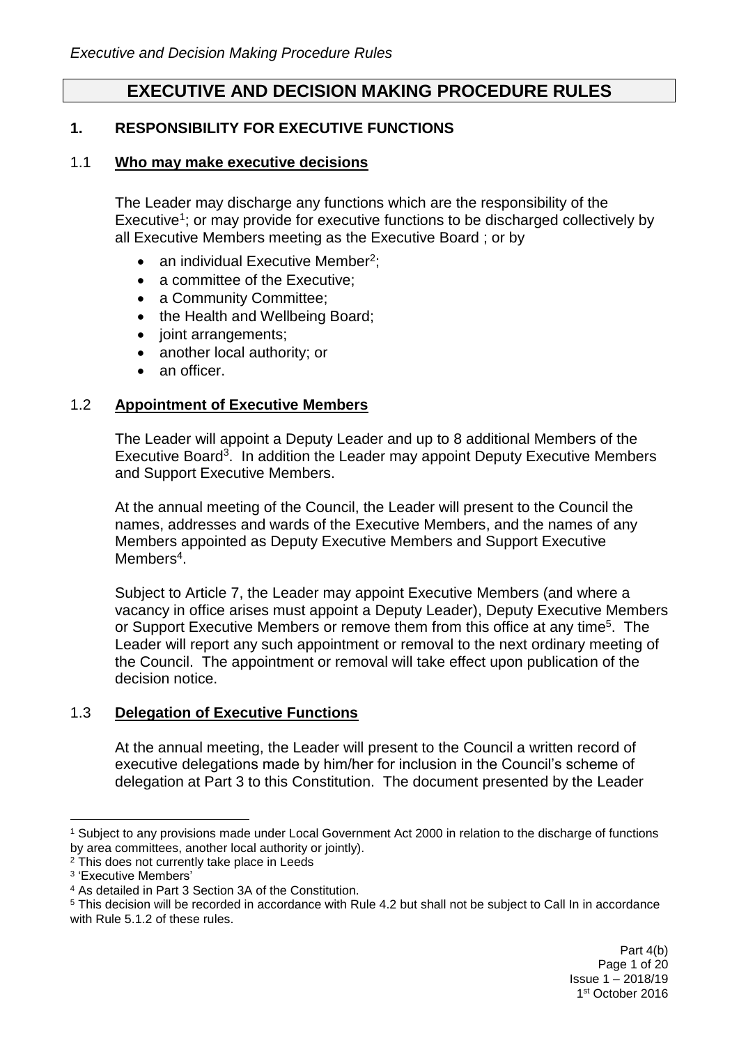# EXECUTIVE AND DECISION MAKING PROCEDURE RULES

## 1. RESPONSIBILITY FOR EXECUTIVE FUNCTIONS

### 1.1 Who may make executive decisions

The Leader may discharge any functions which are the responsibility of the Executive[1]; or may provide for executive functions to be discharged collectively by all Executive Members meeting as the Executive Board ; or by

- an individual Executive Member[2];
- a committee of the Executive;
- a Community Committee;
- the Health and Wellbeing Board;
- joint arrangements;
- another local authority; or
- an officer.

### 1.2 Appointment of Executive Members

The Leader will appoint a Deputy Leader and up to 8 additional Members of the Executive Board[3]. In addition the Leader may appoint Deputy Executive Members and Support Executive Members.

At the annual meeting of the Council, the Leader will present to the Council the names, addresses and wards of the Executive Members, and the names of any Members appointed as Deputy Executive Members and Support Executive Members[4].

Subject to Article 7, the Leader may appoint Executive Members (and where a vacancy in office arises must appoint a Deputy Leader), Deputy Executive Members or Support Executive Members or remove them from this office at any time[5]. The Leader will report any such appointment or removal to the next ordinary meeting of the Council. The appointment or removal will take effect upon publication of the decision notice.

### 1.3 Delegation of Executive Functions

At the annual meeting, the Leader will present to the Council a written record of executive delegations made by him/her for inclusion in the Council's scheme of delegation at Part 3 to this Constitution. The document presented by the Leader

---

[1] Subject to any provisions made under Local Government Act 2000 in relation to the discharge of functions by area committees, another local authority or jointly).

[2] This does not currently take place in Leeds

[3] 'Executive Members'

[4] As detailed in Part 3 Section 3A of the Constitution.

[5] This decision will be recorded in accordance with Rule 4.2 but shall not be subject to Call In in accordance with Rule 5.1.2 of these rules.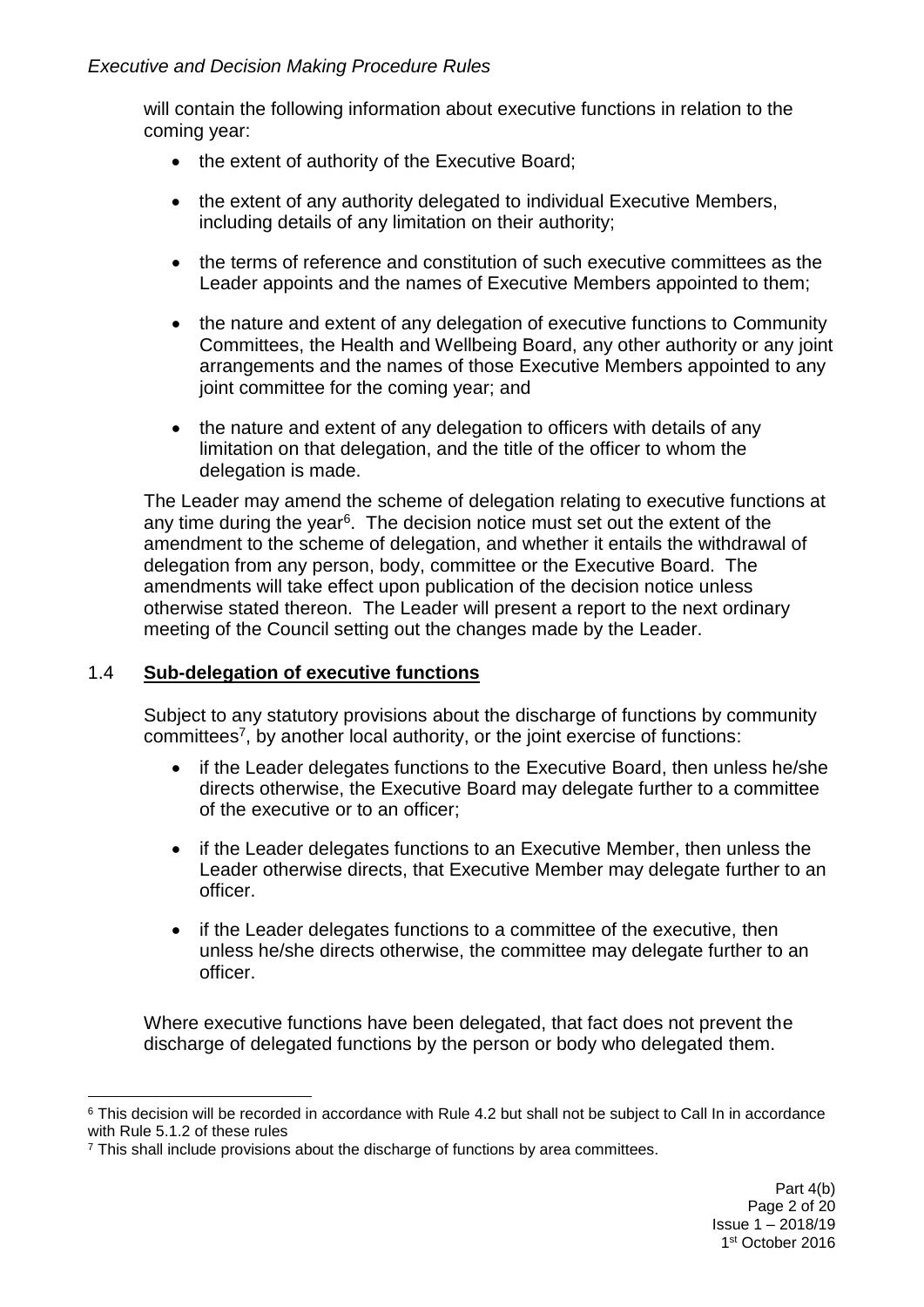will contain the following information about executive functions in relation to the coming year:

- the extent of authority of the Executive Board;
- the extent of any authority delegated to individual Executive Members, including details of any limitation on their authority;
- the terms of reference and constitution of such executive committees as the Leader appoints and the names of Executive Members appointed to them;
- the nature and extent of any delegation of executive functions to Community Committees, the Health and Wellbeing Board, any other authority or any joint arrangements and the names of those Executive Members appointed to any joint committee for the coming year; and
- the nature and extent of any delegation to officers with details of any limitation on that delegation, and the title of the officer to whom the delegation is made.

The Leader may amend the scheme of delegation relating to executive functions at any time during the year[6]. The decision notice must set out the extent of the amendment to the scheme of delegation, and whether it entails the withdrawal of delegation from any person, body, committee or the Executive Board. The amendments will take effect upon publication of the decision notice unless otherwise stated thereon. The Leader will present a report to the next ordinary meeting of the Council setting out the changes made by the Leader.

## 1.4 **Sub-delegation of executive functions**

Subject to any statutory provisions about the discharge of functions by community committees[7], by another local authority, or the joint exercise of functions:

- if the Leader delegates functions to the Executive Board, then unless he/she directs otherwise, the Executive Board may delegate further to a committee of the executive or to an officer;
- if the Leader delegates functions to an Executive Member, then unless the Leader otherwise directs, that Executive Member may delegate further to an officer.
- if the Leader delegates functions to a committee of the executive, then unless he/she directs otherwise, the committee may delegate further to an officer.

Where executive functions have been delegated, that fact does not prevent the discharge of delegated functions by the person or body who delegated them.

---

[6] This decision will be recorded in accordance with Rule 4.2 but shall not be subject to Call In in accordance with Rule 5.1.2 of these rules

[7] This shall include provisions about the discharge of functions by area committees.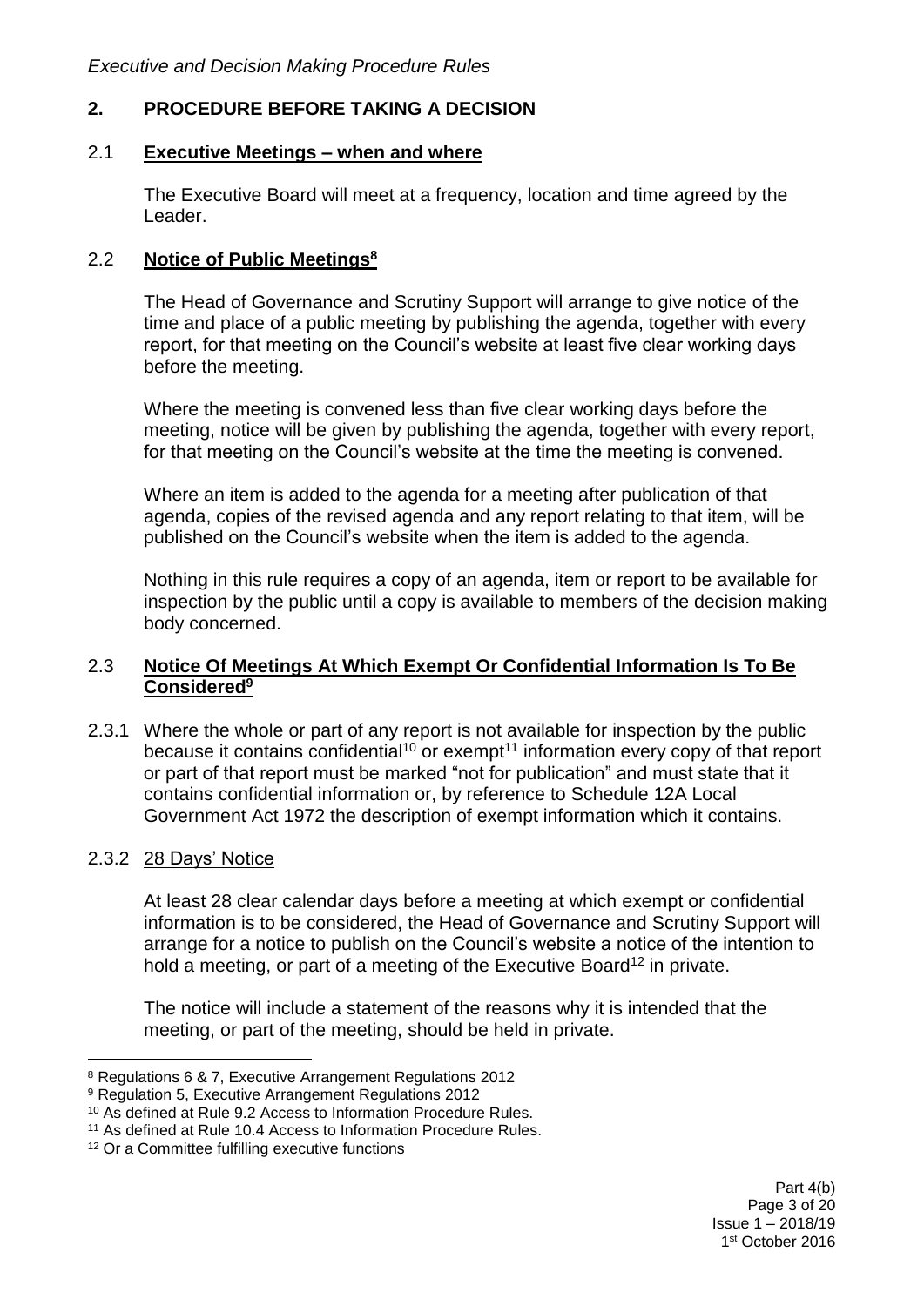## 2. PROCEDURE BEFORE TAKING A DECISION

### 2.1 Executive Meetings – when and where

The Executive Board will meet at a frequency, location and time agreed by the Leader.

### 2.2 Notice of Public Meetings[8]

The Head of Governance and Scrutiny Support will arrange to give notice of the time and place of a public meeting by publishing the agenda, together with every report, for that meeting on the Council's website at least five clear working days before the meeting.

Where the meeting is convened less than five clear working days before the meeting, notice will be given by publishing the agenda, together with every report, for that meeting on the Council's website at the time the meeting is convened.

Where an item is added to the agenda for a meeting after publication of that agenda, copies of the revised agenda and any report relating to that item, will be published on the Council's website when the item is added to the agenda.

Nothing in this rule requires a copy of an agenda, item or report to be available for inspection by the public until a copy is available to members of the decision making body concerned.

### 2.3 Notice Of Meetings At Which Exempt Or Confidential Information Is To Be Considered[9]

2.3.1 Where the whole or part of any report is not available for inspection by the public because it contains confidential[10] or exempt[11] information every copy of that report or part of that report must be marked "not for publication" and must state that it contains confidential information or, by reference to Schedule 12A Local Government Act 1972 the description of exempt information which it contains.

2.3.2 28 Days' Notice

At least 28 clear calendar days before a meeting at which exempt or confidential information is to be considered, the Head of Governance and Scrutiny Support will arrange for a notice to publish on the Council's website a notice of the intention to hold a meeting, or part of a meeting of the Executive Board[12] in private.

The notice will include a statement of the reasons why it is intended that the meeting, or part of the meeting, should be held in private.

---

[8] Regulations 6 & 7, Executive Arrangement Regulations 2012

[9] Regulation 5, Executive Arrangement Regulations 2012

[10] As defined at Rule 9.2 Access to Information Procedure Rules.

[11] As defined at Rule 10.4 Access to Information Procedure Rules.

[12] Or a Committee fulfilling executive functions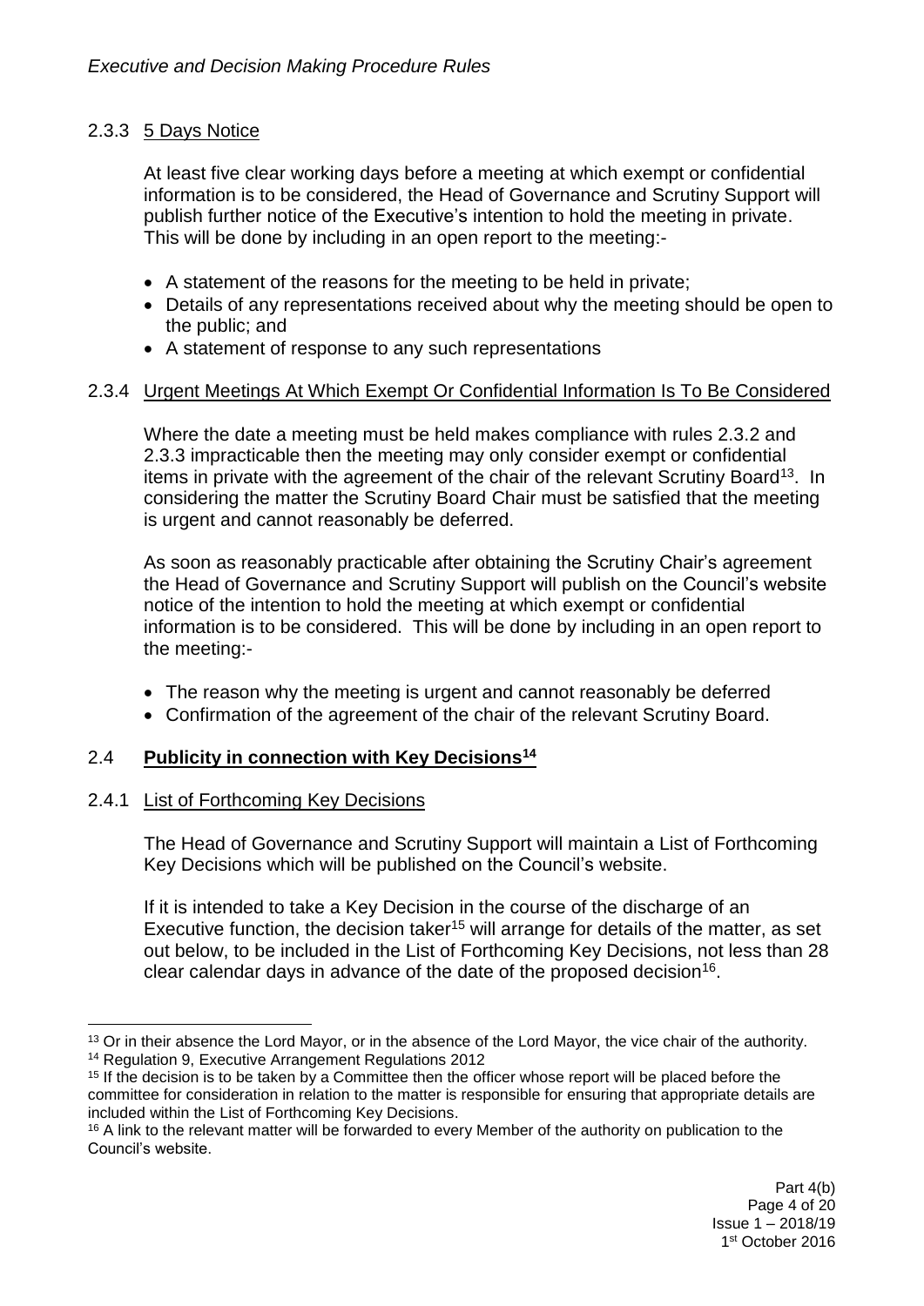### 2.3.3 5 Days Notice

At least five clear working days before a meeting at which exempt or confidential information is to be considered, the Head of Governance and Scrutiny Support will publish further notice of the Executive's intention to hold the meeting in private. This will be done by including in an open report to the meeting:-

- A statement of the reasons for the meeting to be held in private;
- Details of any representations received about why the meeting should be open to the public; and
- A statement of response to any such representations

### 2.3.4 Urgent Meetings At Which Exempt Or Confidential Information Is To Be Considered

Where the date a meeting must be held makes compliance with rules 2.3.2 and 2.3.3 impracticable then the meeting may only consider exempt or confidential items in private with the agreement of the chair of the relevant Scrutiny Board[13]. In considering the matter the Scrutiny Board Chair must be satisfied that the meeting is urgent and cannot reasonably be deferred.

As soon as reasonably practicable after obtaining the Scrutiny Chair's agreement the Head of Governance and Scrutiny Support will publish on the Council's website notice of the intention to hold the meeting at which exempt or confidential information is to be considered. This will be done by including in an open report to the meeting:-

- The reason why the meeting is urgent and cannot reasonably be deferred
- Confirmation of the agreement of the chair of the relevant Scrutiny Board.

## 2.4 **Publicity in connection with Key Decisions[14]**

### 2.4.1 List of Forthcoming Key Decisions

The Head of Governance and Scrutiny Support will maintain a List of Forthcoming Key Decisions which will be published on the Council's website.

If it is intended to take a Key Decision in the course of the discharge of an Executive function, the decision taker[15] will arrange for details of the matter, as set out below, to be included in the List of Forthcoming Key Decisions, not less than 28 clear calendar days in advance of the date of the proposed decision[16].

---

[13] Or in their absence the Lord Mayor, or in the absence of the Lord Mayor, the vice chair of the authority.

[14] Regulation 9, Executive Arrangement Regulations 2012

[15] If the decision is to be taken by a Committee then the officer whose report will be placed before the committee for consideration in relation to the matter is responsible for ensuring that appropriate details are included within the List of Forthcoming Key Decisions.

[16] A link to the relevant matter will be forwarded to every Member of the authority on publication to the Council's website.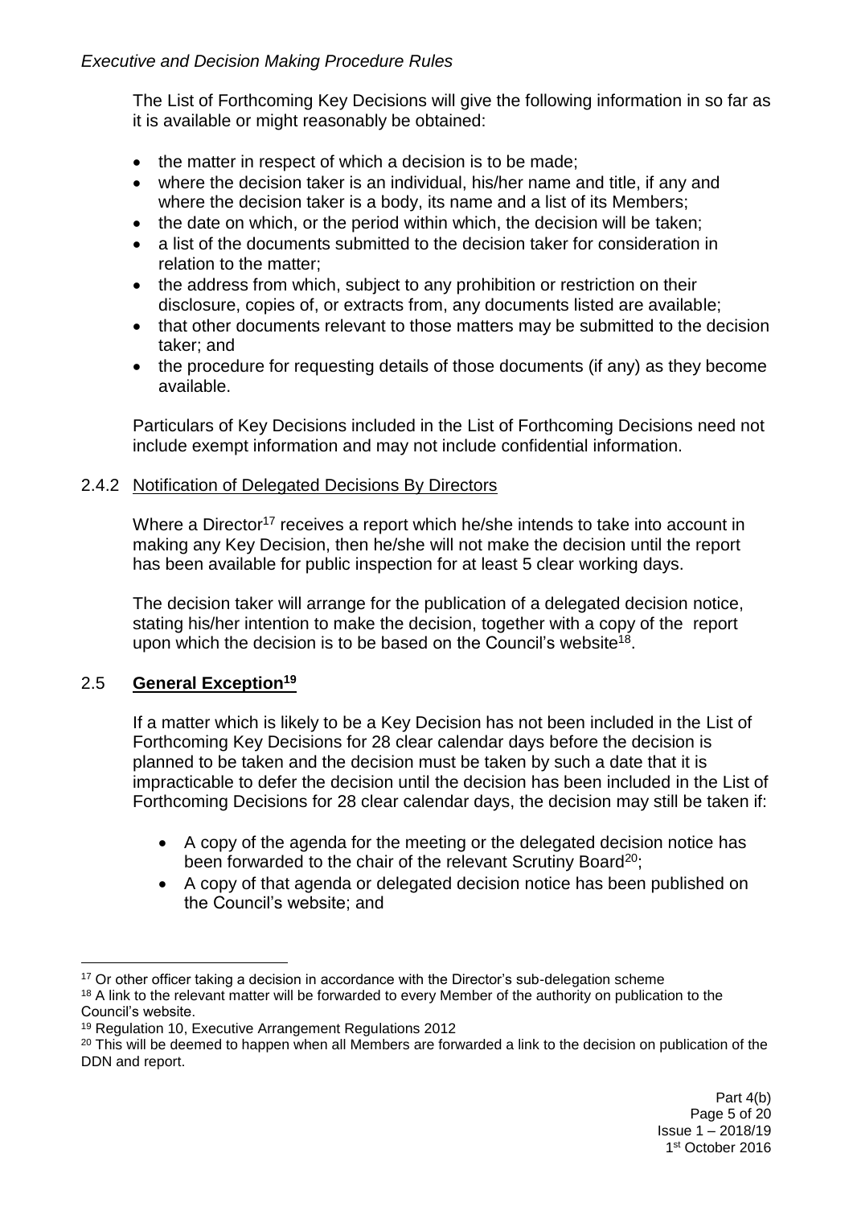The List of Forthcoming Key Decisions will give the following information in so far as it is available or might reasonably be obtained:

- the matter in respect of which a decision is to be made;
- where the decision taker is an individual, his/her name and title, if any and where the decision taker is a body, its name and a list of its Members;
- the date on which, or the period within which, the decision will be taken;
- a list of the documents submitted to the decision taker for consideration in relation to the matter;
- the address from which, subject to any prohibition or restriction on their disclosure, copies of, or extracts from, any documents listed are available;
- that other documents relevant to those matters may be submitted to the decision taker; and
- the procedure for requesting details of those documents (if any) as they become available.

Particulars of Key Decisions included in the List of Forthcoming Decisions need not include exempt information and may not include confidential information.

### 2.4.2 Notification of Delegated Decisions By Directors

Where a Director[17] receives a report which he/she intends to take into account in making any Key Decision, then he/she will not make the decision until the report has been available for public inspection for at least 5 clear working days.

The decision taker will arrange for the publication of a delegated decision notice, stating his/her intention to make the decision, together with a copy of the report upon which the decision is to be based on the Council's website[18].

## 2.5 General Exception[19]

If a matter which is likely to be a Key Decision has not been included in the List of Forthcoming Key Decisions for 28 clear calendar days before the decision is planned to be taken and the decision must be taken by such a date that it is impracticable to defer the decision until the decision has been included in the List of Forthcoming Decisions for 28 clear calendar days, the decision may still be taken if:

- A copy of the agenda for the meeting or the delegated decision notice has been forwarded to the chair of the relevant Scrutiny Board[20];
- A copy of that agenda or delegated decision notice has been published on the Council's website; and

---

[17] Or other officer taking a decision in accordance with the Director's sub-delegation scheme

[18] A link to the relevant matter will be forwarded to every Member of the authority on publication to the Council's website.

[19] Regulation 10, Executive Arrangement Regulations 2012

[20] This will be deemed to happen when all Members are forwarded a link to the decision on publication of the DDN and report.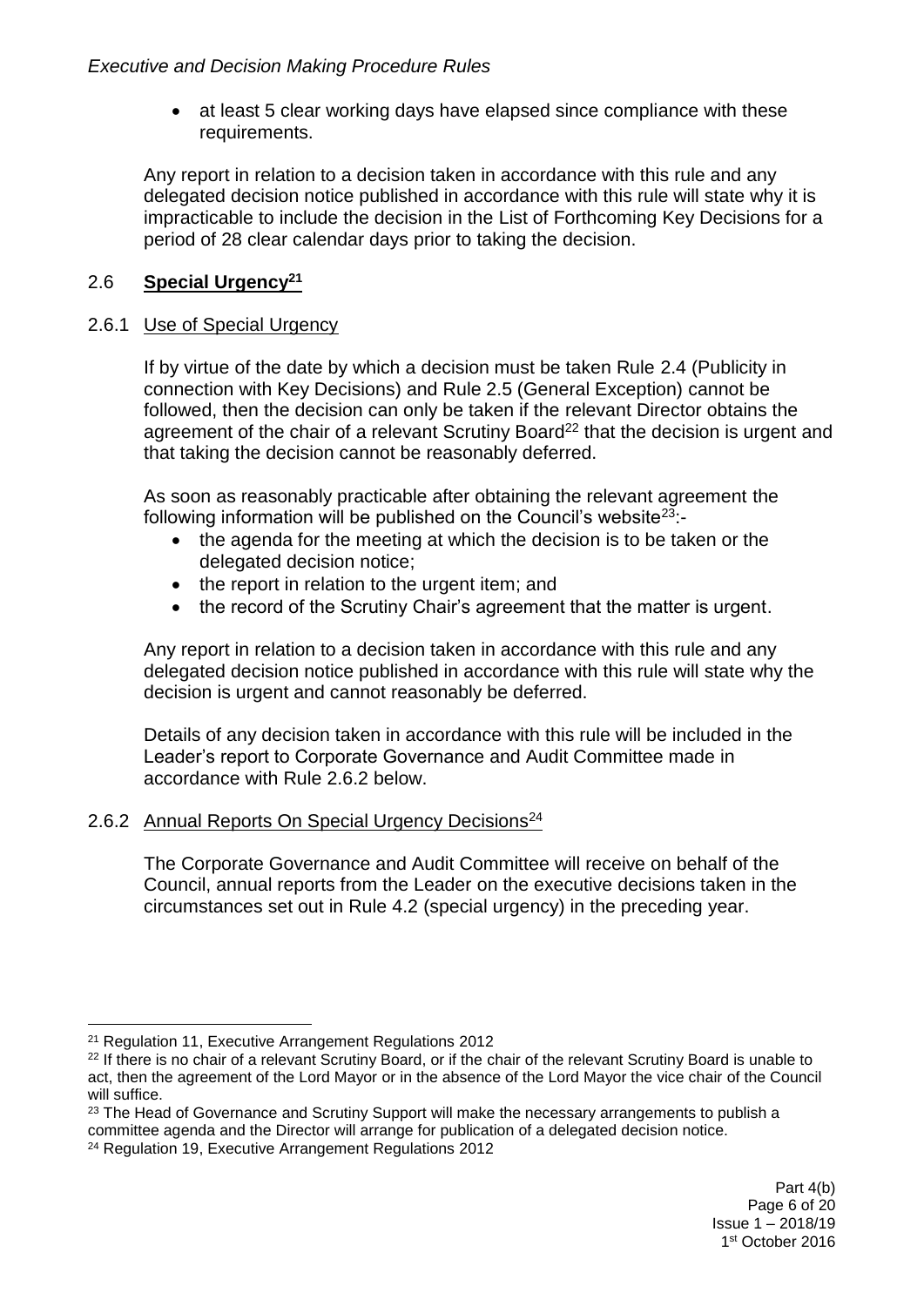- at least 5 clear working days have elapsed since compliance with these requirements.

Any report in relation to a decision taken in accordance with this rule and any delegated decision notice published in accordance with this rule will state why it is impracticable to include the decision in the List of Forthcoming Key Decisions for a period of 28 clear calendar days prior to taking the decision.

## 2.6 Special Urgency[21]

### 2.6.1 Use of Special Urgency

If by virtue of the date by which a decision must be taken Rule 2.4 (Publicity in connection with Key Decisions) and Rule 2.5 (General Exception) cannot be followed, then the decision can only be taken if the relevant Director obtains the agreement of the chair of a relevant Scrutiny Board[22] that the decision is urgent and that taking the decision cannot be reasonably deferred.

As soon as reasonably practicable after obtaining the relevant agreement the following information will be published on the Council's website[23]:-

- the agenda for the meeting at which the decision is to be taken or the delegated decision notice;
- the report in relation to the urgent item; and
- the record of the Scrutiny Chair's agreement that the matter is urgent.

Any report in relation to a decision taken in accordance with this rule and any delegated decision notice published in accordance with this rule will state why the decision is urgent and cannot reasonably be deferred.

Details of any decision taken in accordance with this rule will be included in the Leader's report to Corporate Governance and Audit Committee made in accordance with Rule 2.6.2 below.

### 2.6.2 Annual Reports On Special Urgency Decisions[24]

The Corporate Governance and Audit Committee will receive on behalf of the Council, annual reports from the Leader on the executive decisions taken in the circumstances set out in Rule 4.2 (special urgency) in the preceding year.

---

[21] Regulation 11, Executive Arrangement Regulations 2012

[22] If there is no chair of a relevant Scrutiny Board, or if the chair of the relevant Scrutiny Board is unable to act, then the agreement of the Lord Mayor or in the absence of the Lord Mayor the vice chair of the Council will suffice.

[23] The Head of Governance and Scrutiny Support will make the necessary arrangements to publish a committee agenda and the Director will arrange for publication of a delegated decision notice.

[24] Regulation 19, Executive Arrangement Regulations 2012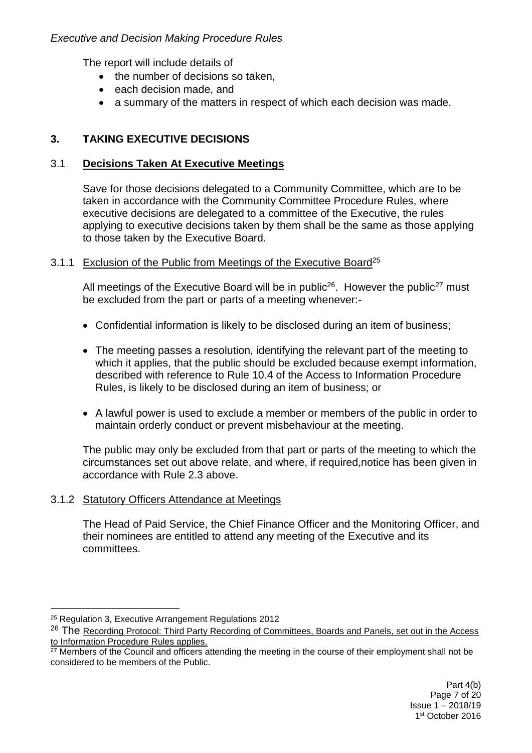The report will include details of

- the number of decisions so taken,
- each decision made, and
- a summary of the matters in respect of which each decision was made.

## 3. TAKING EXECUTIVE DECISIONS

### 3.1 **Decisions Taken At Executive Meetings**

Save for those decisions delegated to a Community Committee, which are to be taken in accordance with the Community Committee Procedure Rules, where executive decisions are delegated to a committee of the Executive, the rules applying to executive decisions taken by them shall be the same as those applying to those taken by the Executive Board.

#### 3.1.1 Exclusion of the Public from Meetings of the Executive Board[25]

All meetings of the Executive Board will be in public[26]. However the public[27] must be excluded from the part or parts of a meeting whenever:-

- Confidential information is likely to be disclosed during an item of business;
- The meeting passes a resolution, identifying the relevant part of the meeting to which it applies, that the public should be excluded because exempt information, described with reference to Rule 10.4 of the Access to Information Procedure Rules, is likely to be disclosed during an item of business; or
- A lawful power is used to exclude a member or members of the public in order to maintain orderly conduct or prevent misbehaviour at the meeting.

The public may only be excluded from that part or parts of the meeting to which the circumstances set out above relate, and where, if required,notice has been given in accordance with Rule 2.3 above.

#### 3.1.2 Statutory Officers Attendance at Meetings

The Head of Paid Service, the Chief Finance Officer and the Monitoring Officer, and their nominees are entitled to attend any meeting of the Executive and its committees.

---

[25] Regulation 3, Executive Arrangement Regulations 2012

[26] The Recording Protocol: Third Party Recording of Committees, Boards and Panels, set out in the Access to Information Procedure Rules applies.

[27] Members of the Council and officers attending the meeting in the course of their employment shall not be considered to be members of the Public.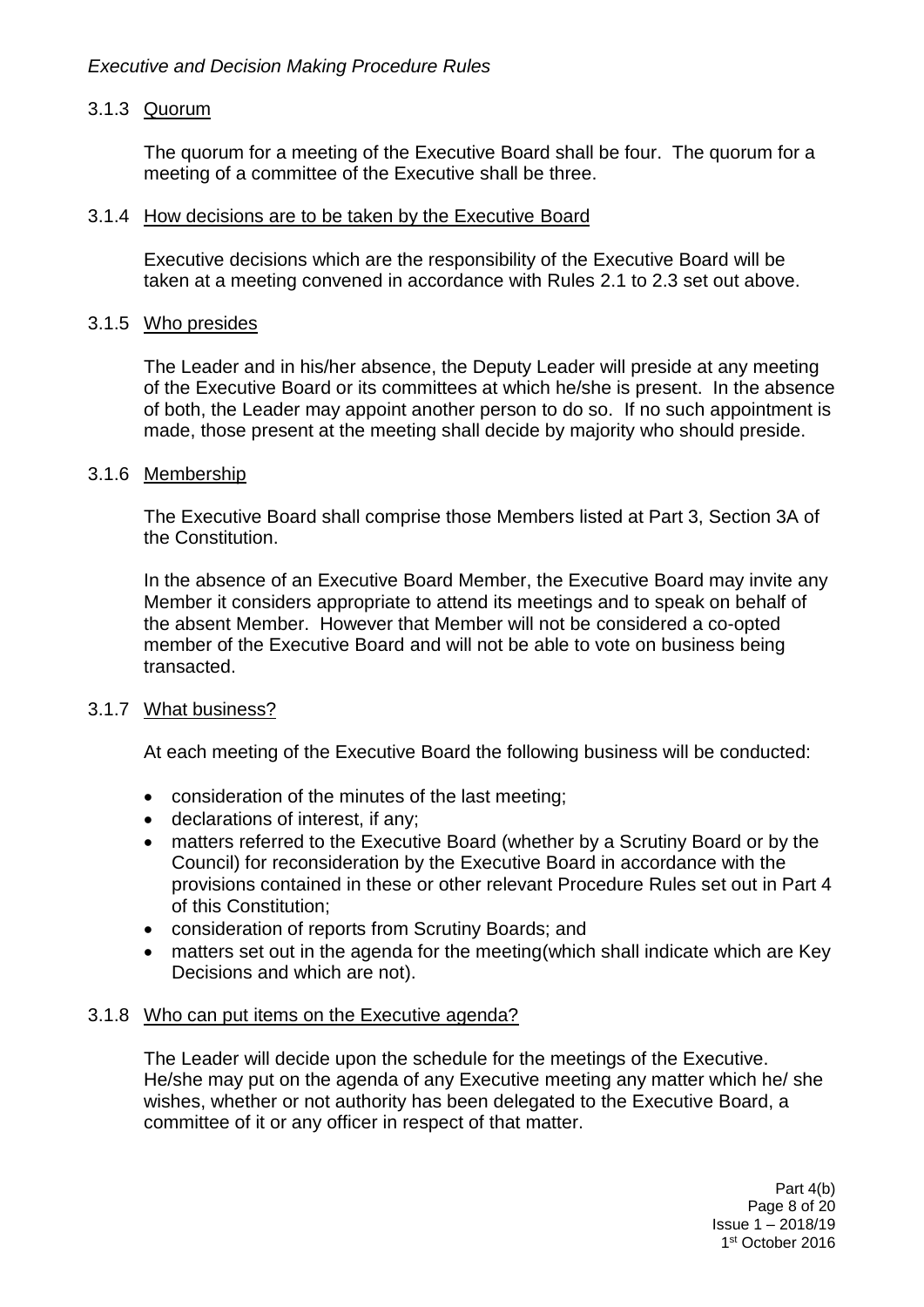#### 3.1.3 Quorum

The quorum for a meeting of the Executive Board shall be four. The quorum for a meeting of a committee of the Executive shall be three.

#### 3.1.4 How decisions are to be taken by the Executive Board

Executive decisions which are the responsibility of the Executive Board will be taken at a meeting convened in accordance with Rules 2.1 to 2.3 set out above.

#### 3.1.5 Who presides

The Leader and in his/her absence, the Deputy Leader will preside at any meeting of the Executive Board or its committees at which he/she is present. In the absence of both, the Leader may appoint another person to do so. If no such appointment is made, those present at the meeting shall decide by majority who should preside.

#### 3.1.6 Membership

The Executive Board shall comprise those Members listed at Part 3, Section 3A of the Constitution.

In the absence of an Executive Board Member, the Executive Board may invite any Member it considers appropriate to attend its meetings and to speak on behalf of the absent Member. However that Member will not be considered a co-opted member of the Executive Board and will not be able to vote on business being transacted.

#### 3.1.7 What business?

At each meeting of the Executive Board the following business will be conducted:

- consideration of the minutes of the last meeting;
- declarations of interest, if any;
- matters referred to the Executive Board (whether by a Scrutiny Board or by the Council) for reconsideration by the Executive Board in accordance with the provisions contained in these or other relevant Procedure Rules set out in Part 4 of this Constitution;
- consideration of reports from Scrutiny Boards; and
- matters set out in the agenda for the meeting(which shall indicate which are Key Decisions and which are not).

#### 3.1.8 Who can put items on the Executive agenda?

The Leader will decide upon the schedule for the meetings of the Executive. He/she may put on the agenda of any Executive meeting any matter which he/ she wishes, whether or not authority has been delegated to the Executive Board, a committee of it or any officer in respect of that matter.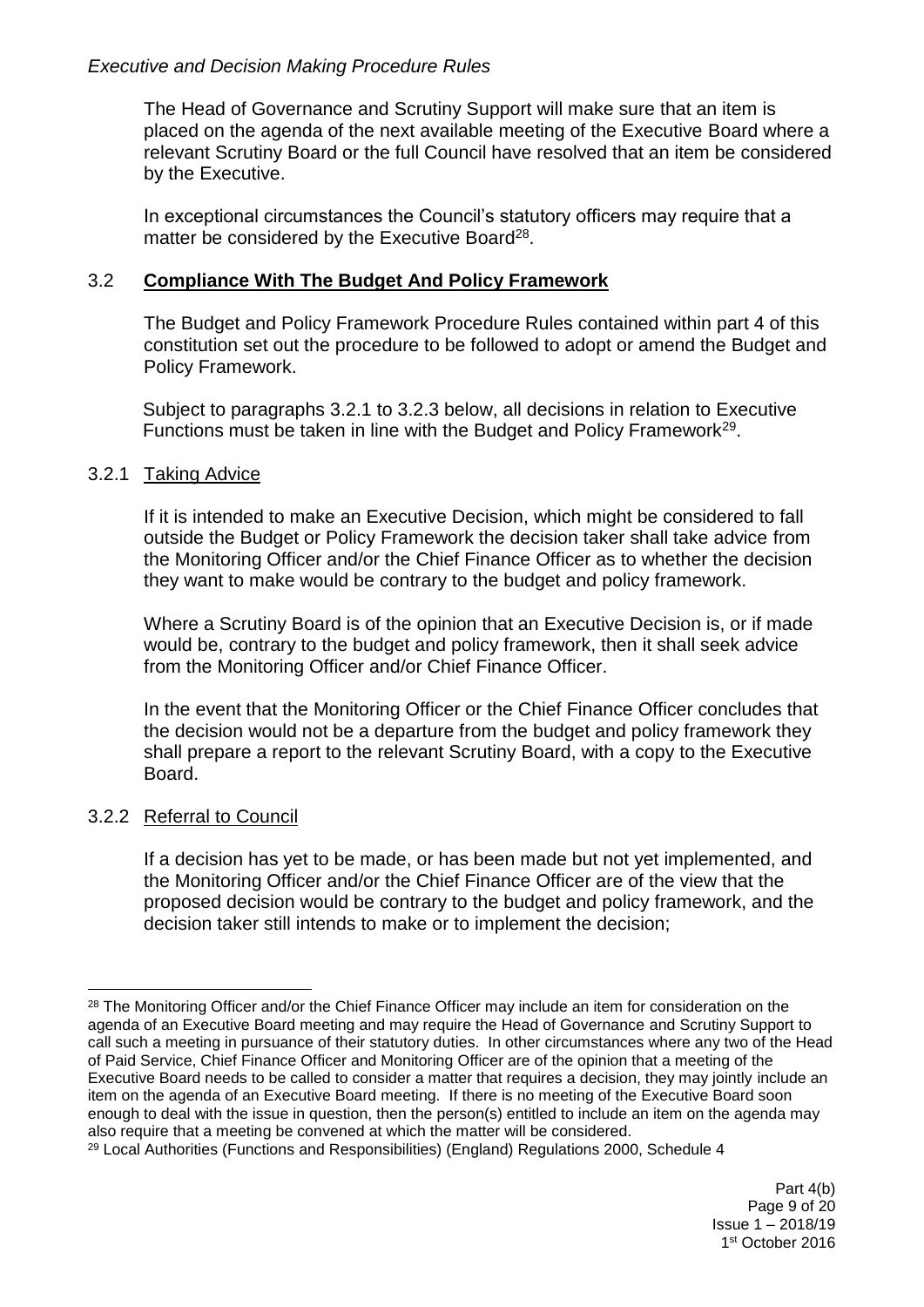The Head of Governance and Scrutiny Support will make sure that an item is placed on the agenda of the next available meeting of the Executive Board where a relevant Scrutiny Board or the full Council have resolved that an item be considered by the Executive.

In exceptional circumstances the Council's statutory officers may require that a matter be considered by the Executive Board[28].

## 3.2 Compliance With The Budget And Policy Framework

The Budget and Policy Framework Procedure Rules contained within part 4 of this constitution set out the procedure to be followed to adopt or amend the Budget and Policy Framework.

Subject to paragraphs 3.2.1 to 3.2.3 below, all decisions in relation to Executive Functions must be taken in line with the Budget and Policy Framework[29].

### 3.2.1 Taking Advice

If it is intended to make an Executive Decision, which might be considered to fall outside the Budget or Policy Framework the decision taker shall take advice from the Monitoring Officer and/or the Chief Finance Officer as to whether the decision they want to make would be contrary to the budget and policy framework.

Where a Scrutiny Board is of the opinion that an Executive Decision is, or if made would be, contrary to the budget and policy framework, then it shall seek advice from the Monitoring Officer and/or Chief Finance Officer.

In the event that the Monitoring Officer or the Chief Finance Officer concludes that the decision would not be a departure from the budget and policy framework they shall prepare a report to the relevant Scrutiny Board, with a copy to the Executive Board.

### 3.2.2 Referral to Council

If a decision has yet to be made, or has been made but not yet implemented, and the Monitoring Officer and/or the Chief Finance Officer are of the view that the proposed decision would be contrary to the budget and policy framework, and the decision taker still intends to make or to implement the decision;

---

[28] The Monitoring Officer and/or the Chief Finance Officer may include an item for consideration on the agenda of an Executive Board meeting and may require the Head of Governance and Scrutiny Support to call such a meeting in pursuance of their statutory duties. In other circumstances where any two of the Head of Paid Service, Chief Finance Officer and Monitoring Officer are of the opinion that a meeting of the Executive Board needs to be called to consider a matter that requires a decision, they may jointly include an item on the agenda of an Executive Board meeting. If there is no meeting of the Executive Board soon enough to deal with the issue in question, then the person(s) entitled to include an item on the agenda may also require that a meeting be convened at which the matter will be considered.

[29] Local Authorities (Functions and Responsibilities) (England) Regulations 2000, Schedule 4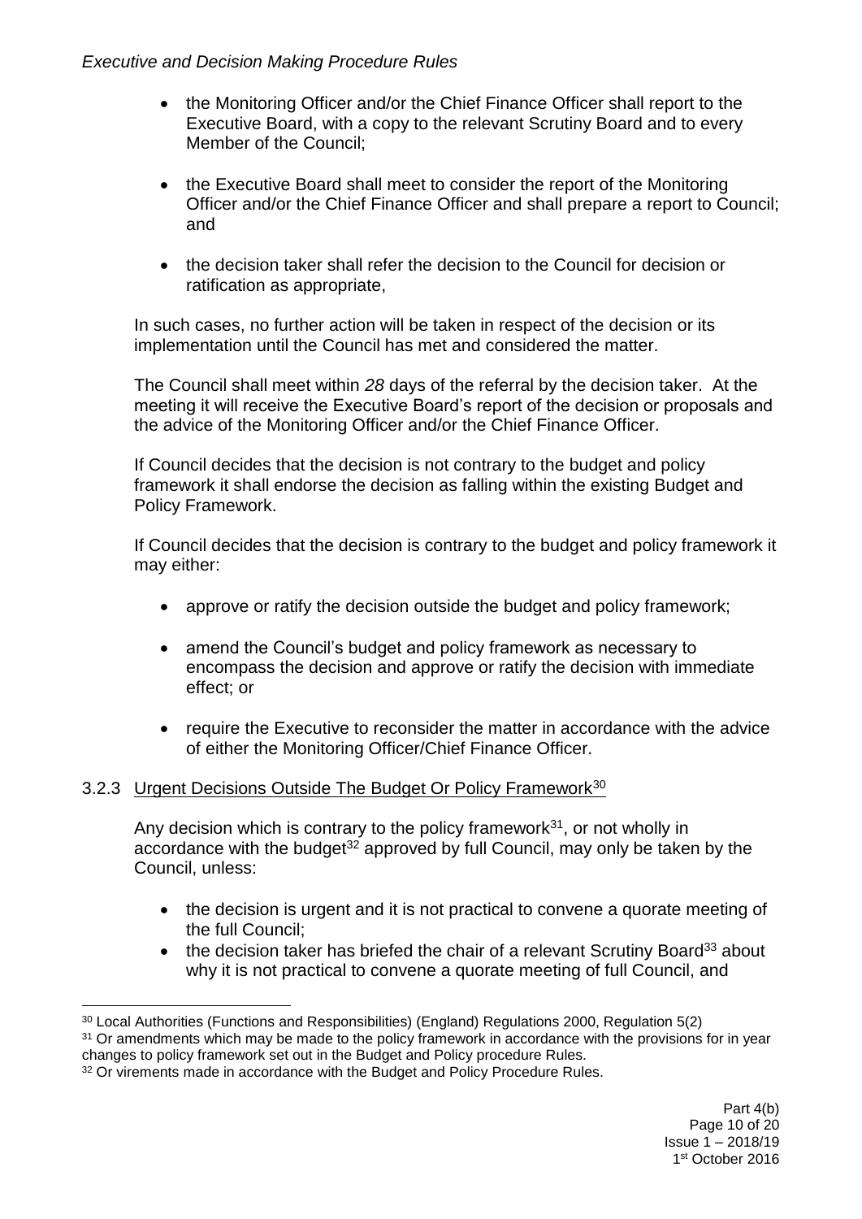- the Monitoring Officer and/or the Chief Finance Officer shall report to the Executive Board, with a copy to the relevant Scrutiny Board and to every Member of the Council;

- the Executive Board shall meet to consider the report of the Monitoring Officer and/or the Chief Finance Officer and shall prepare a report to Council; and

- the decision taker shall refer the decision to the Council for decision or ratification as appropriate,

In such cases, no further action will be taken in respect of the decision or its implementation until the Council has met and considered the matter.

The Council shall meet within *28* days of the referral by the decision taker. At the meeting it will receive the Executive Board's report of the decision or proposals and the advice of the Monitoring Officer and/or the Chief Finance Officer.

If Council decides that the decision is not contrary to the budget and policy framework it shall endorse the decision as falling within the existing Budget and Policy Framework.

If Council decides that the decision is contrary to the budget and policy framework it may either:

- approve or ratify the decision outside the budget and policy framework;

- amend the Council's budget and policy framework as necessary to encompass the decision and approve or ratify the decision with immediate effect; or

- require the Executive to reconsider the matter in accordance with the advice of either the Monitoring Officer/Chief Finance Officer.

### 3.2.3 Urgent Decisions Outside The Budget Or Policy Framework[30]

Any decision which is contrary to the policy framework[31], or not wholly in accordance with the budget[32] approved by full Council, may only be taken by the Council, unless:

- the decision is urgent and it is not practical to convene a quorate meeting of the full Council;
- the decision taker has briefed the chair of a relevant Scrutiny Board[33] about why it is not practical to convene a quorate meeting of full Council, and

---

[30] Local Authorities (Functions and Responsibilities) (England) Regulations 2000, Regulation 5(2)

[31] Or amendments which may be made to the policy framework in accordance with the provisions for in year changes to policy framework set out in the Budget and Policy procedure Rules.

[32] Or virements made in accordance with the Budget and Policy Procedure Rules.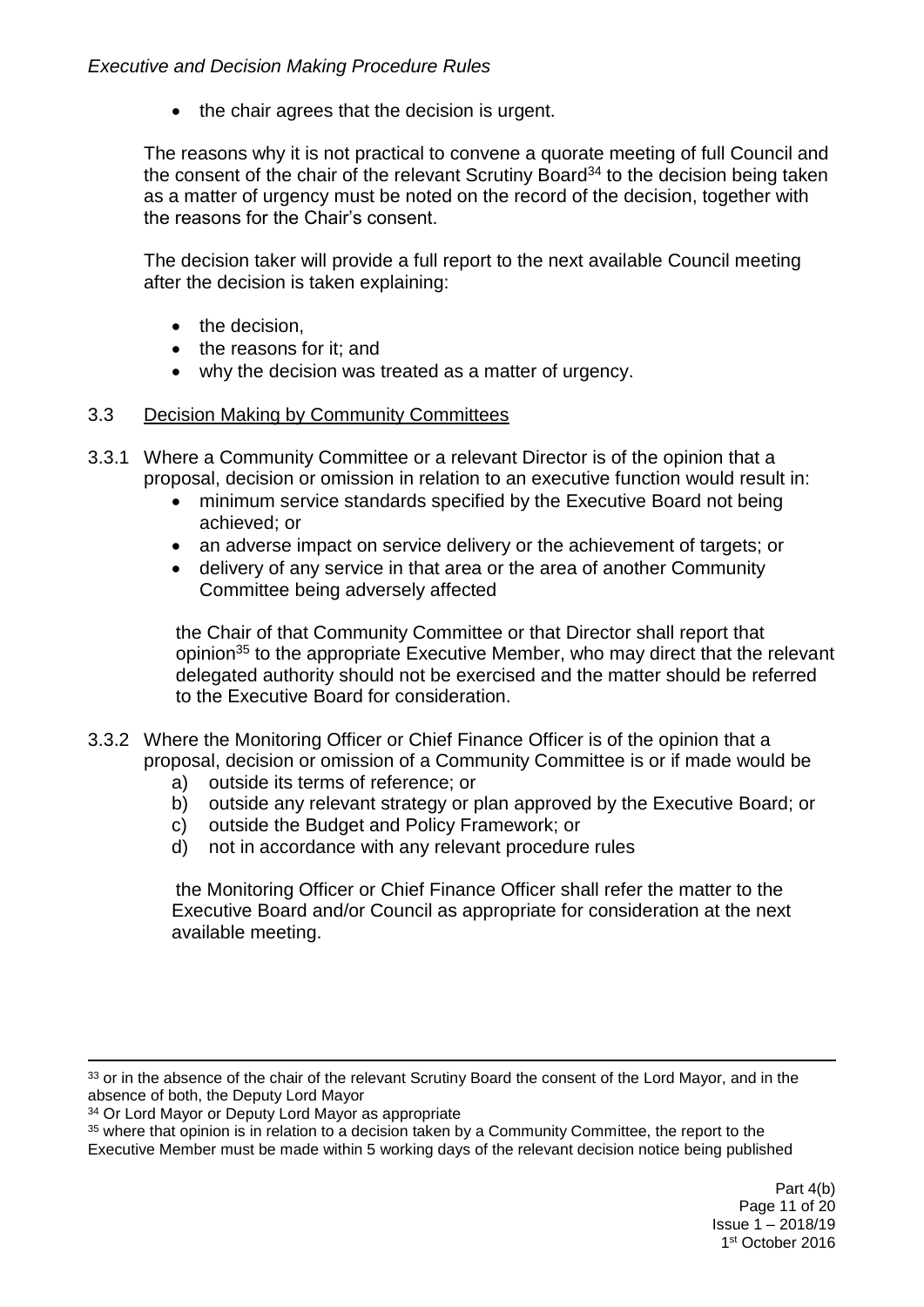- the chair agrees that the decision is urgent.

The reasons why it is not practical to convene a quorate meeting of full Council and the consent of the chair of the relevant Scrutiny Board[34] to the decision being taken as a matter of urgency must be noted on the record of the decision, together with the reasons for the Chair's consent.

The decision taker will provide a full report to the next available Council meeting after the decision is taken explaining:

- the decision,
- the reasons for it; and
- why the decision was treated as a matter of urgency.

3.3 Decision Making by Community Committees

3.3.1 Where a Community Committee or a relevant Director is of the opinion that a proposal, decision or omission in relation to an executive function would result in:

- minimum service standards specified by the Executive Board not being achieved; or
- an adverse impact on service delivery or the achievement of targets; or
- delivery of any service in that area or the area of another Community Committee being adversely affected

the Chair of that Community Committee or that Director shall report that opinion[35] to the appropriate Executive Member, who may direct that the relevant delegated authority should not be exercised and the matter should be referred to the Executive Board for consideration.

3.3.2 Where the Monitoring Officer or Chief Finance Officer is of the opinion that a proposal, decision or omission of a Community Committee is or if made would be

a) outside its terms of reference; or
b) outside any relevant strategy or plan approved by the Executive Board; or
c) outside the Budget and Policy Framework; or
d) not in accordance with any relevant procedure rules

the Monitoring Officer or Chief Finance Officer shall refer the matter to the Executive Board and/or Council as appropriate for consideration at the next available meeting.

---

[33] or in the absence of the chair of the relevant Scrutiny Board the consent of the Lord Mayor, and in the absence of both, the Deputy Lord Mayor

[34] Or Lord Mayor or Deputy Lord Mayor as appropriate

[35] where that opinion is in relation to a decision taken by a Community Committee, the report to the Executive Member must be made within 5 working days of the relevant decision notice being published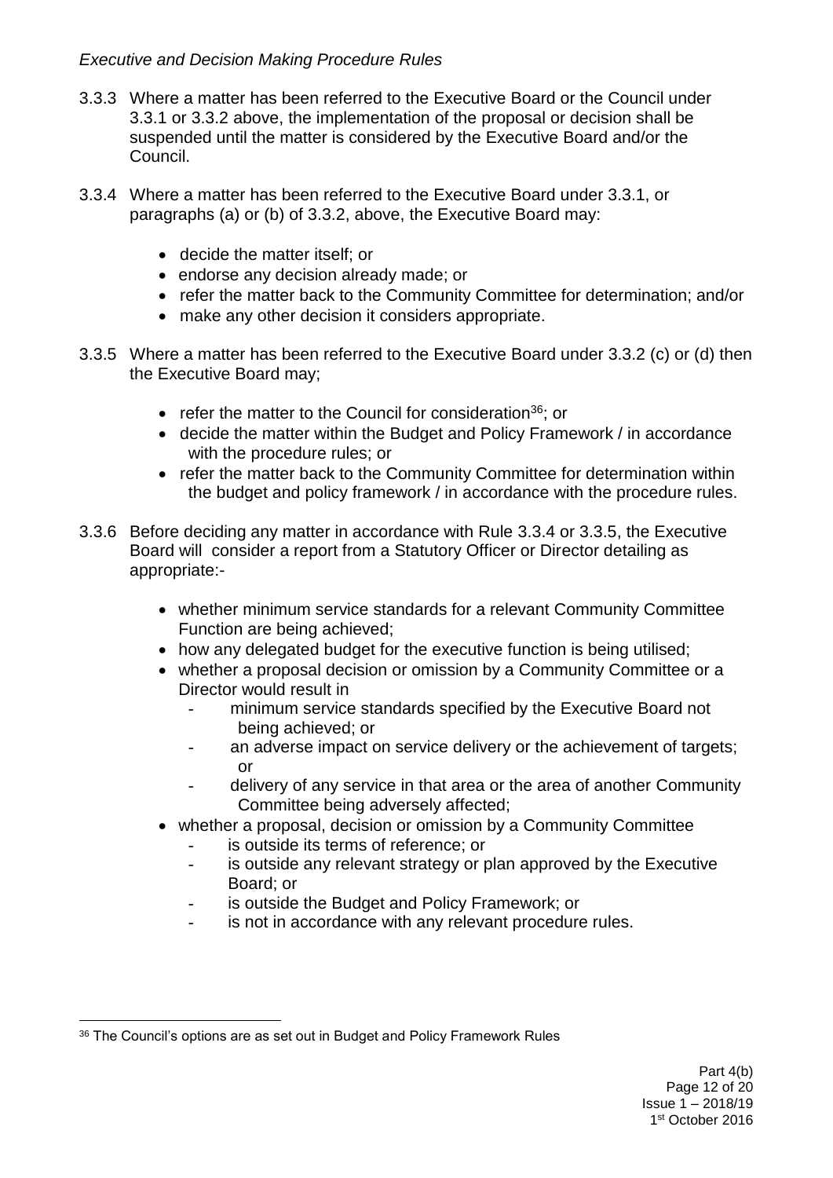3.3.3 Where a matter has been referred to the Executive Board or the Council under 3.3.1 or 3.3.2 above, the implementation of the proposal or decision shall be suspended until the matter is considered by the Executive Board and/or the Council.

3.3.4 Where a matter has been referred to the Executive Board under 3.3.1, or paragraphs (a) or (b) of 3.3.2, above, the Executive Board may:

- decide the matter itself; or
- endorse any decision already made; or
- refer the matter back to the Community Committee for determination; and/or
- make any other decision it considers appropriate.

3.3.5 Where a matter has been referred to the Executive Board under 3.3.2 (c) or (d) then the Executive Board may;

- refer the matter to the Council for consideration[36]; or
- decide the matter within the Budget and Policy Framework / in accordance with the procedure rules; or
- refer the matter back to the Community Committee for determination within the budget and policy framework / in accordance with the procedure rules.

3.3.6 Before deciding any matter in accordance with Rule 3.3.4 or 3.3.5, the Executive Board will consider a report from a Statutory Officer or Director detailing as appropriate:-

- whether minimum service standards for a relevant Community Committee Function are being achieved;
- how any delegated budget for the executive function is being utilised;
- whether a proposal decision or omission by a Community Committee or a Director would result in
  - minimum service standards specified by the Executive Board not being achieved; or
  - an adverse impact on service delivery or the achievement of targets; or
  - delivery of any service in that area or the area of another Community Committee being adversely affected;
- whether a proposal, decision or omission by a Community Committee
  - is outside its terms of reference; or
  - is outside any relevant strategy or plan approved by the Executive Board; or
  - is outside the Budget and Policy Framework; or
  - is not in accordance with any relevant procedure rules.

[36] The Council's options are as set out in Budget and Policy Framework Rules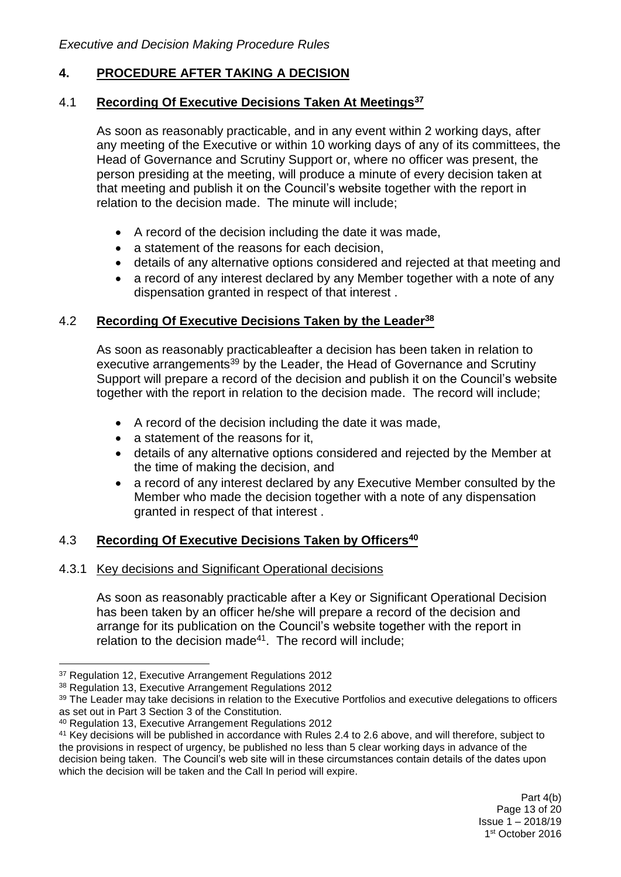## 4. PROCEDURE AFTER TAKING A DECISION

### 4.1 Recording Of Executive Decisions Taken At Meetings[37]

As soon as reasonably practicable, and in any event within 2 working days, after any meeting of the Executive or within 10 working days of any of its committees, the Head of Governance and Scrutiny Support or, where no officer was present, the person presiding at the meeting, will produce a minute of every decision taken at that meeting and publish it on the Council's website together with the report in relation to the decision made. The minute will include;

- A record of the decision including the date it was made,
- a statement of the reasons for each decision,
- details of any alternative options considered and rejected at that meeting and
- a record of any interest declared by any Member together with a note of any dispensation granted in respect of that interest .

### 4.2 Recording Of Executive Decisions Taken by the Leader[38]

As soon as reasonably practicableafter a decision has been taken in relation to executive arrangements[39] by the Leader, the Head of Governance and Scrutiny Support will prepare a record of the decision and publish it on the Council's website together with the report in relation to the decision made. The record will include;

- A record of the decision including the date it was made,
- a statement of the reasons for it,
- details of any alternative options considered and rejected by the Member at the time of making the decision, and
- a record of any interest declared by any Executive Member consulted by the Member who made the decision together with a note of any dispensation granted in respect of that interest .

### 4.3 Recording Of Executive Decisions Taken by Officers[40]

#### 4.3.1 Key decisions and Significant Operational decisions

As soon as reasonably practicable after a Key or Significant Operational Decision has been taken by an officer he/she will prepare a record of the decision and arrange for its publication on the Council's website together with the report in relation to the decision made[41]. The record will include;

---

[37] Regulation 12, Executive Arrangement Regulations 2012

[38] Regulation 13, Executive Arrangement Regulations 2012

[39] The Leader may take decisions in relation to the Executive Portfolios and executive delegations to officers as set out in Part 3 Section 3 of the Constitution.

[40] Regulation 13, Executive Arrangement Regulations 2012

[41] Key decisions will be published in accordance with Rules 2.4 to 2.6 above, and will therefore, subject to the provisions in respect of urgency, be published no less than 5 clear working days in advance of the decision being taken. The Council's web site will in these circumstances contain details of the dates upon which the decision will be taken and the Call In period will expire.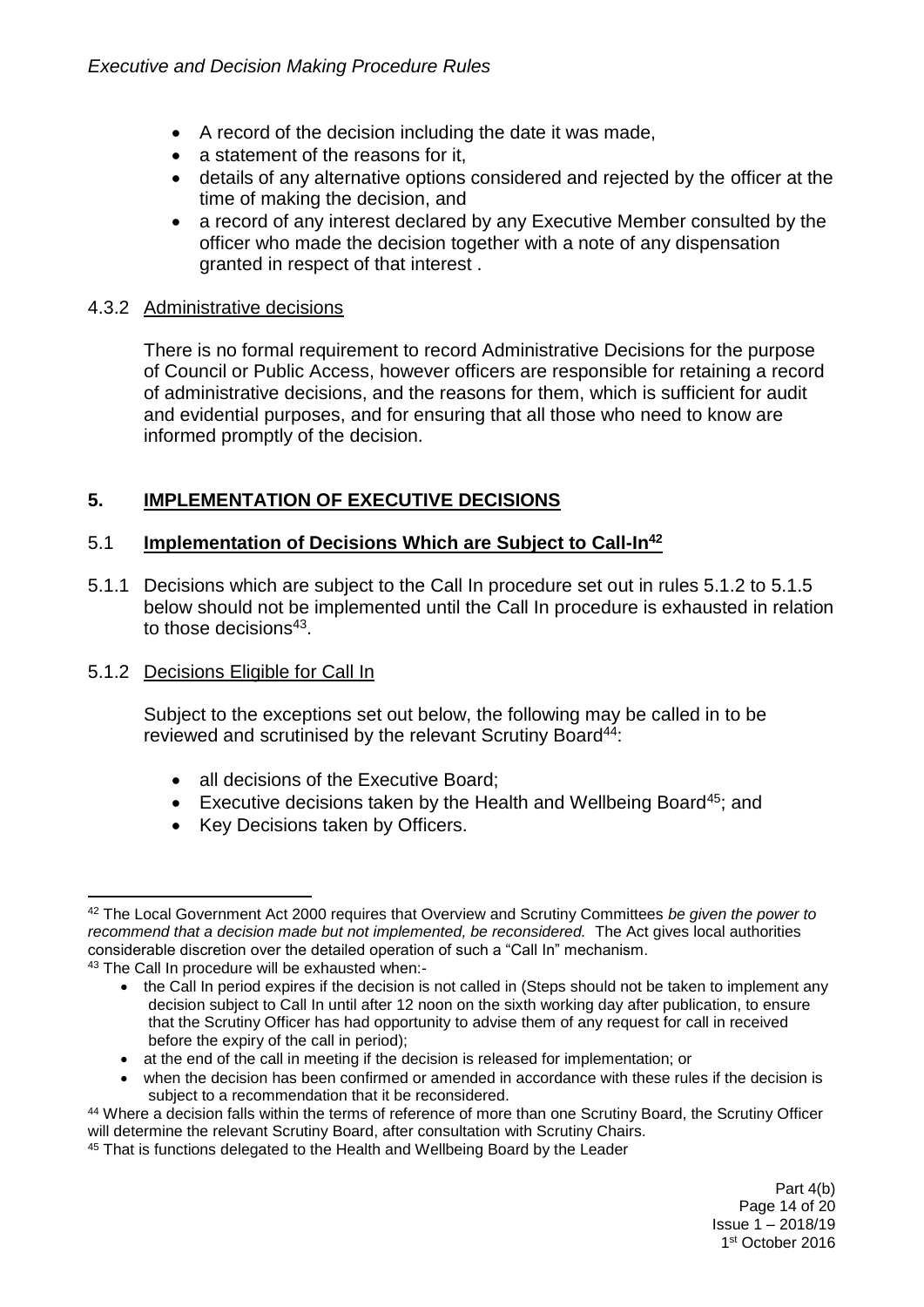- A record of the decision including the date it was made,
- a statement of the reasons for it,
- details of any alternative options considered and rejected by the officer at the time of making the decision, and
- a record of any interest declared by any Executive Member consulted by the officer who made the decision together with a note of any dispensation granted in respect of that interest .

4.3.2 Administrative decisions

There is no formal requirement to record Administrative Decisions for the purpose of Council or Public Access, however officers are responsible for retaining a record of administrative decisions, and the reasons for them, which is sufficient for audit and evidential purposes, and for ensuring that all those who need to know are informed promptly of the decision.

## 5. IMPLEMENTATION OF EXECUTIVE DECISIONS

### 5.1 Implementation of Decisions Which are Subject to Call-In[42]

5.1.1 Decisions which are subject to the Call In procedure set out in rules 5.1.2 to 5.1.5 below should not be implemented until the Call In procedure is exhausted in relation to those decisions[43].

5.1.2 Decisions Eligible for Call In

Subject to the exceptions set out below, the following may be called in to be reviewed and scrutinised by the relevant Scrutiny Board[44]:

- all decisions of the Executive Board;
- Executive decisions taken by the Health and Wellbeing Board[45]; and
- Key Decisions taken by Officers.

---

[42] The Local Government Act 2000 requires that Overview and Scrutiny Committees *be given the power to recommend that a decision made but not implemented, be reconsidered.* The Act gives local authorities considerable discretion over the detailed operation of such a "Call In" mechanism.

[43] The Call In procedure will be exhausted when:-

- the Call In period expires if the decision is not called in (Steps should not be taken to implement any decision subject to Call In until after 12 noon on the sixth working day after publication, to ensure that the Scrutiny Officer has had opportunity to advise them of any request for call in received before the expiry of the call in period);
- at the end of the call in meeting if the decision is released for implementation; or
- when the decision has been confirmed or amended in accordance with these rules if the decision is subject to a recommendation that it be reconsidered.

[44] Where a decision falls within the terms of reference of more than one Scrutiny Board, the Scrutiny Officer will determine the relevant Scrutiny Board, after consultation with Scrutiny Chairs.

[45] That is functions delegated to the Health and Wellbeing Board by the Leader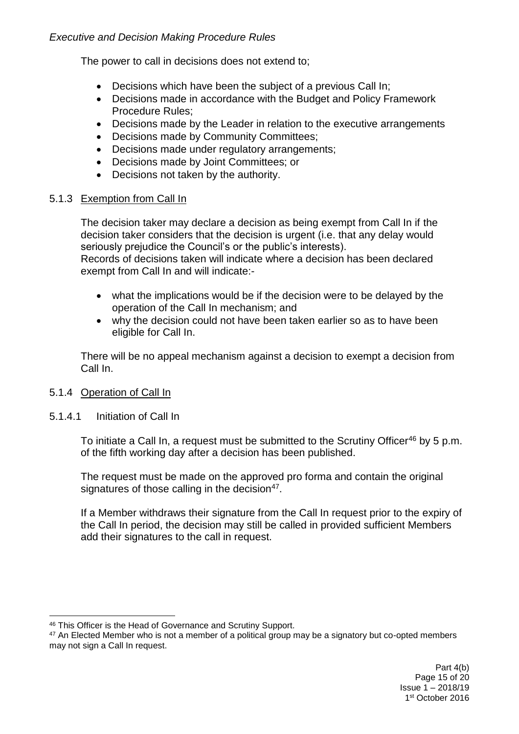The power to call in decisions does not extend to;

- Decisions which have been the subject of a previous Call In;
- Decisions made in accordance with the Budget and Policy Framework Procedure Rules;
- Decisions made by the Leader in relation to the executive arrangements
- Decisions made by Community Committees;
- Decisions made under regulatory arrangements;
- Decisions made by Joint Committees; or
- Decisions not taken by the authority.

### 5.1.3 Exemption from Call In

The decision taker may declare a decision as being exempt from Call In if the decision taker considers that the decision is urgent (i.e. that any delay would seriously prejudice the Council's or the public's interests).
Records of decisions taken will indicate where a decision has been declared exempt from Call In and will indicate:-

- what the implications would be if the decision were to be delayed by the operation of the Call In mechanism; and
- why the decision could not have been taken earlier so as to have been eligible for Call In.

There will be no appeal mechanism against a decision to exempt a decision from Call In.

### 5.1.4 Operation of Call In

#### 5.1.4.1 Initiation of Call In

To initiate a Call In, a request must be submitted to the Scrutiny Officer[46] by 5 p.m. of the fifth working day after a decision has been published.

The request must be made on the approved pro forma and contain the original signatures of those calling in the decision[47].

If a Member withdraws their signature from the Call In request prior to the expiry of the Call In period, the decision may still be called in provided sufficient Members add their signatures to the call in request.

---

[46] This Officer is the Head of Governance and Scrutiny Support.

[47] An Elected Member who is not a member of a political group may be a signatory but co-opted members may not sign a Call In request.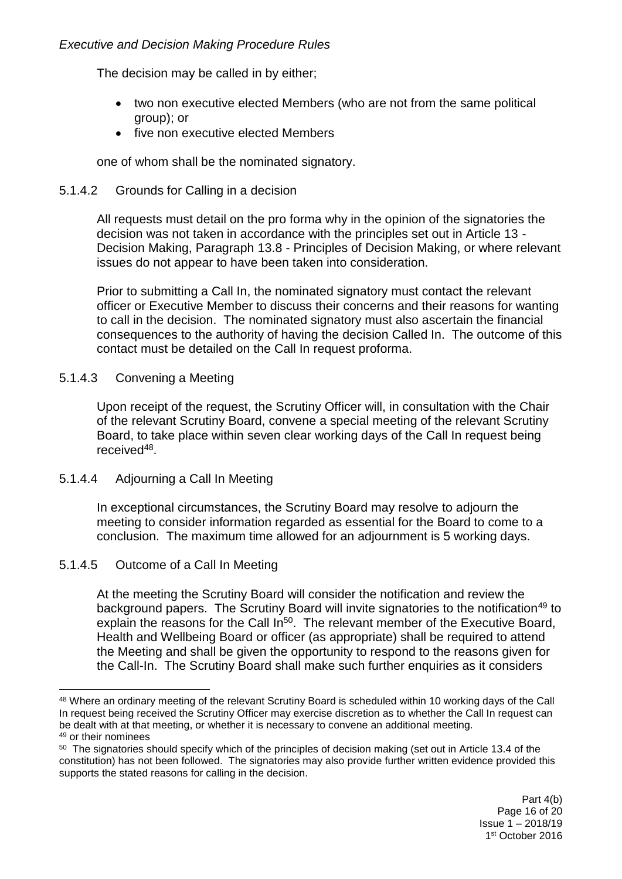The decision may be called in by either;

- two non executive elected Members (who are not from the same political group); or
- five non executive elected Members

one of whom shall be the nominated signatory.

5.1.4.2 Grounds for Calling in a decision

All requests must detail on the pro forma why in the opinion of the signatories the decision was not taken in accordance with the principles set out in Article 13 - Decision Making, Paragraph 13.8 - Principles of Decision Making, or where relevant issues do not appear to have been taken into consideration.

Prior to submitting a Call In, the nominated signatory must contact the relevant officer or Executive Member to discuss their concerns and their reasons for wanting to call in the decision. The nominated signatory must also ascertain the financial consequences to the authority of having the decision Called In. The outcome of this contact must be detailed on the Call In request proforma.

5.1.4.3 Convening a Meeting

Upon receipt of the request, the Scrutiny Officer will, in consultation with the Chair of the relevant Scrutiny Board, convene a special meeting of the relevant Scrutiny Board, to take place within seven clear working days of the Call In request being received[48].

5.1.4.4 Adjourning a Call In Meeting

In exceptional circumstances, the Scrutiny Board may resolve to adjourn the meeting to consider information regarded as essential for the Board to come to a conclusion. The maximum time allowed for an adjournment is 5 working days.

5.1.4.5 Outcome of a Call In Meeting

At the meeting the Scrutiny Board will consider the notification and review the background papers. The Scrutiny Board will invite signatories to the notification[49] to explain the reasons for the Call In[50]. The relevant member of the Executive Board, Health and Wellbeing Board or officer (as appropriate) shall be required to attend the Meeting and shall be given the opportunity to respond to the reasons given for the Call-In. The Scrutiny Board shall make such further enquiries as it considers

[48] Where an ordinary meeting of the relevant Scrutiny Board is scheduled within 10 working days of the Call In request being received the Scrutiny Officer may exercise discretion as to whether the Call In request can be dealt with at that meeting, or whether it is necessary to convene an additional meeting.

[49] or their nominees

[50] The signatories should specify which of the principles of decision making (set out in Article 13.4 of the constitution) has not been followed. The signatories may also provide further written evidence provided this supports the stated reasons for calling in the decision.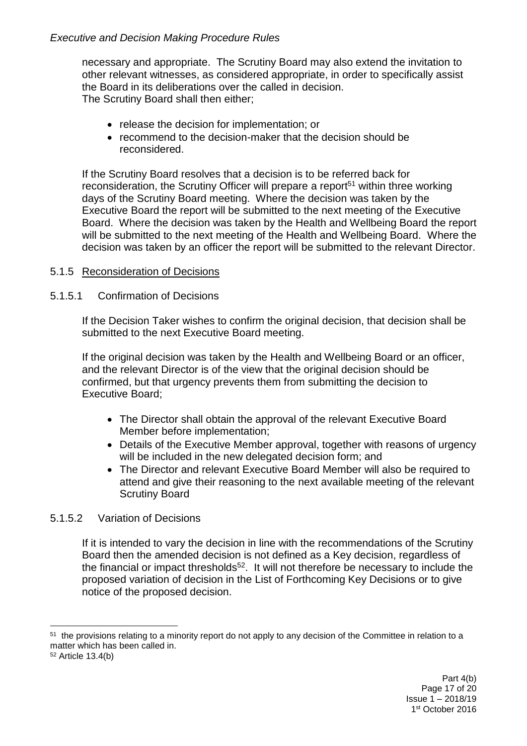necessary and appropriate. The Scrutiny Board may also extend the invitation to other relevant witnesses, as considered appropriate, in order to specifically assist the Board in its deliberations over the called in decision.
The Scrutiny Board shall then either;

- release the decision for implementation; or
- recommend to the decision-maker that the decision should be reconsidered.

If the Scrutiny Board resolves that a decision is to be referred back for reconsideration, the Scrutiny Officer will prepare a report[51] within three working days of the Scrutiny Board meeting. Where the decision was taken by the Executive Board the report will be submitted to the next meeting of the Executive Board. Where the decision was taken by the Health and Wellbeing Board the report will be submitted to the next meeting of the Health and Wellbeing Board. Where the decision was taken by an officer the report will be submitted to the relevant Director.

### 5.1.5 Reconsideration of Decisions

#### 5.1.5.1 Confirmation of Decisions

If the Decision Taker wishes to confirm the original decision, that decision shall be submitted to the next Executive Board meeting.

If the original decision was taken by the Health and Wellbeing Board or an officer, and the relevant Director is of the view that the original decision should be confirmed, but that urgency prevents them from submitting the decision to Executive Board;

- The Director shall obtain the approval of the relevant Executive Board Member before implementation;
- Details of the Executive Member approval, together with reasons of urgency will be included in the new delegated decision form; and
- The Director and relevant Executive Board Member will also be required to attend and give their reasoning to the next available meeting of the relevant Scrutiny Board

#### 5.1.5.2 Variation of Decisions

If it is intended to vary the decision in line with the recommendations of the Scrutiny Board then the amended decision is not defined as a Key decision, regardless of the financial or impact thresholds[52]. It will not therefore be necessary to include the proposed variation of decision in the List of Forthcoming Key Decisions or to give notice of the proposed decision.

---

[51] the provisions relating to a minority report do not apply to any decision of the Committee in relation to a matter which has been called in.

[52] Article 13.4(b)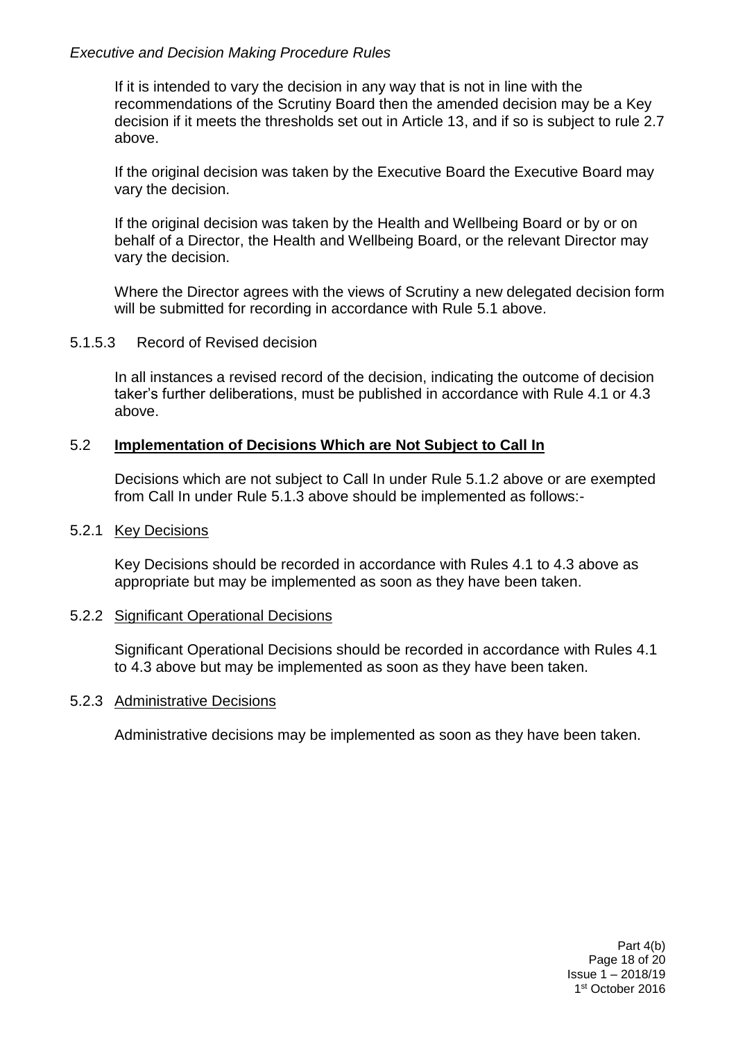If it is intended to vary the decision in any way that is not in line with the recommendations of the Scrutiny Board then the amended decision may be a Key decision if it meets the thresholds set out in Article 13, and if so is subject to rule 2.7 above.

If the original decision was taken by the Executive Board the Executive Board may vary the decision.

If the original decision was taken by the Health and Wellbeing Board or by or on behalf of a Director, the Health and Wellbeing Board, or the relevant Director may vary the decision.

Where the Director agrees with the views of Scrutiny a new delegated decision form will be submitted for recording in accordance with Rule 5.1 above.

5.1.5.3 Record of Revised decision

In all instances a revised record of the decision, indicating the outcome of decision taker's further deliberations, must be published in accordance with Rule 4.1 or 4.3 above.

### 5.2 **Implementation of Decisions Which are Not Subject to Call In**

Decisions which are not subject to Call In under Rule 5.1.2 above or are exempted from Call In under Rule 5.1.3 above should be implemented as follows:-

5.2.1 Key Decisions

Key Decisions should be recorded in accordance with Rules 4.1 to 4.3 above as appropriate but may be implemented as soon as they have been taken.

5.2.2 Significant Operational Decisions

Significant Operational Decisions should be recorded in accordance with Rules 4.1 to 4.3 above but may be implemented as soon as they have been taken.

5.2.3 Administrative Decisions

Administrative decisions may be implemented as soon as they have been taken.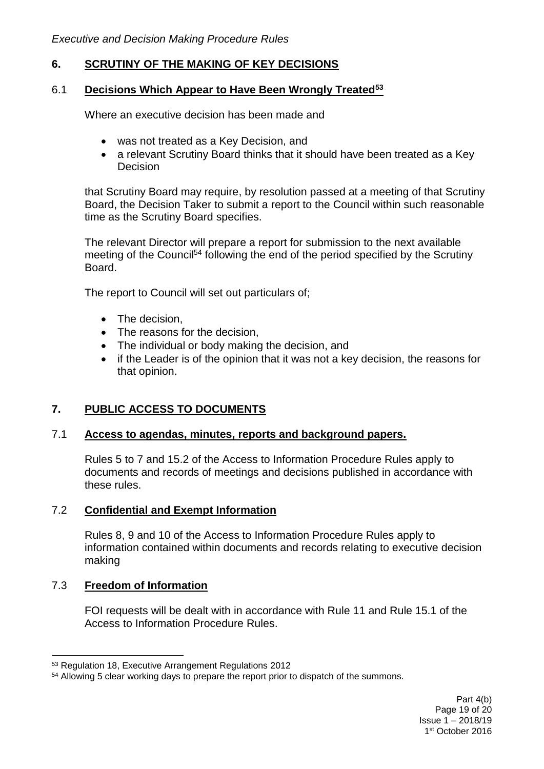## 6. SCRUTINY OF THE MAKING OF KEY DECISIONS

### 6.1 Decisions Which Appear to Have Been Wrongly Treated[53]

Where an executive decision has been made and

- was not treated as a Key Decision, and
- a relevant Scrutiny Board thinks that it should have been treated as a Key Decision

that Scrutiny Board may require, by resolution passed at a meeting of that Scrutiny Board, the Decision Taker to submit a report to the Council within such reasonable time as the Scrutiny Board specifies.

The relevant Director will prepare a report for submission to the next available meeting of the Council[54] following the end of the period specified by the Scrutiny Board.

The report to Council will set out particulars of;

- The decision,
- The reasons for the decision,
- The individual or body making the decision, and
- if the Leader is of the opinion that it was not a key decision, the reasons for that opinion.

## 7. PUBLIC ACCESS TO DOCUMENTS

### 7.1 Access to agendas, minutes, reports and background papers.

Rules 5 to 7 and 15.2 of the Access to Information Procedure Rules apply to documents and records of meetings and decisions published in accordance with these rules.

### 7.2 Confidential and Exempt Information

Rules 8, 9 and 10 of the Access to Information Procedure Rules apply to information contained within documents and records relating to executive decision making

### 7.3 Freedom of Information

FOI requests will be dealt with in accordance with Rule 11 and Rule 15.1 of the Access to Information Procedure Rules.

---

[53] Regulation 18, Executive Arrangement Regulations 2012

[54] Allowing 5 clear working days to prepare the report prior to dispatch of the summons.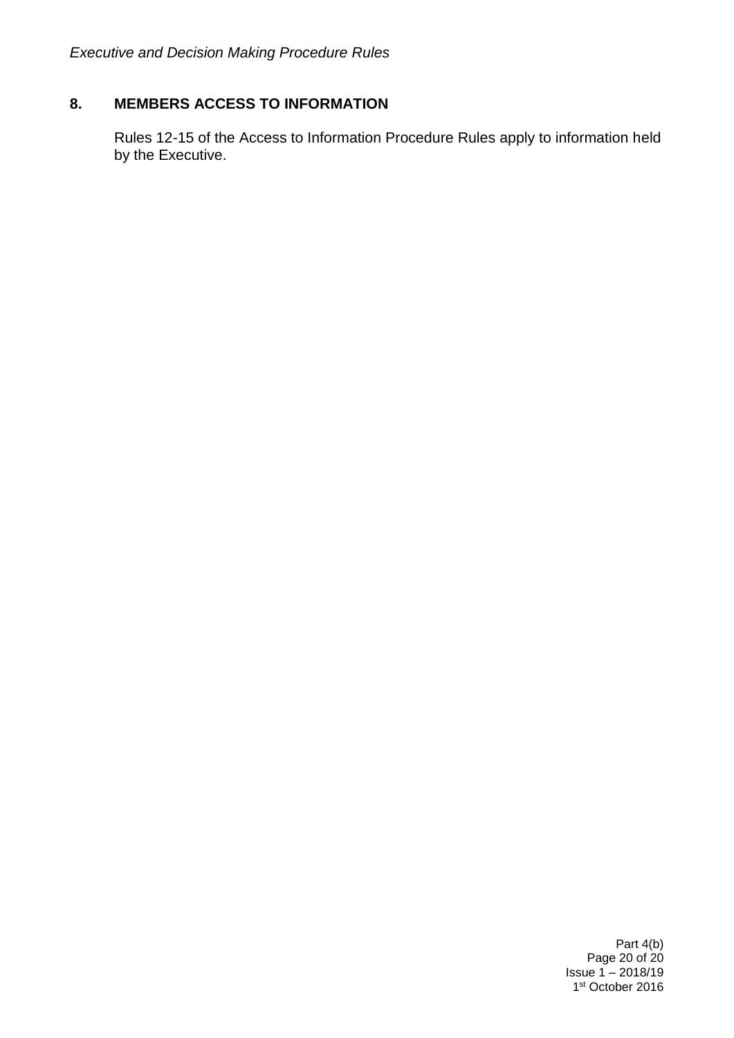## 8. MEMBERS ACCESS TO INFORMATION

Rules 12-15 of the Access to Information Procedure Rules apply to information held by the Executive.